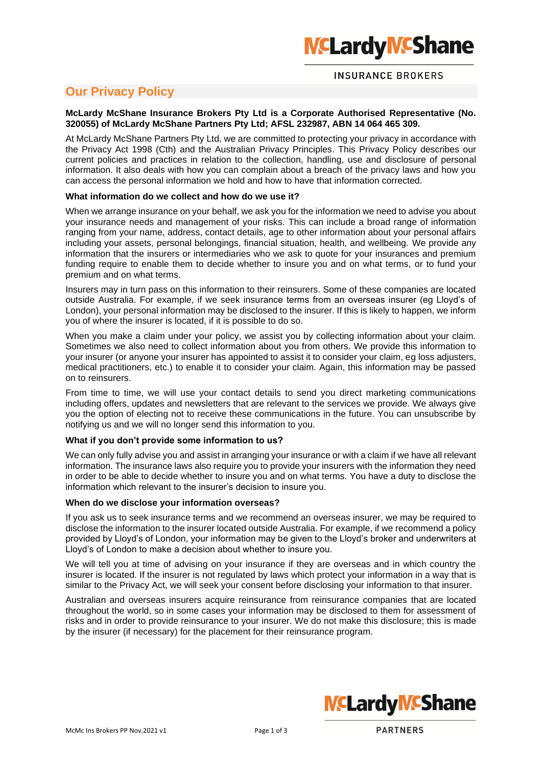# Our Privacy Policy

**McLardy McShane Insurance Brokers Pty Ltd is a Corporate Authorised Representative (No. 320055) of McLardy McShane Partners Pty Ltd; AFSL 232987, ABN 14 064 465 309.**

At McLardy McShane Partners Pty Ltd, we are committed to protecting your privacy in accordance with the Privacy Act 1998 (Cth) and the Australian Privacy Principles. This Privacy Policy describes our current policies and practices in relation to the collection, handling, use and disclosure of personal information. It also deals with how you can complain about a breach of the privacy laws and how you can access the personal information we hold and how to have that information corrected.

### What information do we collect and how do we use it?

When we arrange insurance on your behalf, we ask you for the information we need to advise you about your insurance needs and management of your risks. This can include a broad range of information ranging from your name, address, contact details, age to other information about your personal affairs including your assets, personal belongings, financial situation, health, and wellbeing. We provide any information that the insurers or intermediaries who we ask to quote for your insurances and premium funding require to enable them to decide whether to insure you and on what terms, or to fund your premium and on what terms.

Insurers may in turn pass on this information to their reinsurers. Some of these companies are located outside Australia. For example, if we seek insurance terms from an overseas insurer (eg Lloyd's of London), your personal information may be disclosed to the insurer. If this is likely to happen, we inform you of where the insurer is located, if it is possible to do so.

When you make a claim under your policy, we assist you by collecting information about your claim. Sometimes we also need to collect information about you from others. We provide this information to your insurer (or anyone your insurer has appointed to assist it to consider your claim, eg loss adjusters, medical practitioners, etc.) to enable it to consider your claim. Again, this information may be passed on to reinsurers.

From time to time, we will use your contact details to send you direct marketing communications including offers, updates and newsletters that are relevant to the services we provide. We always give you the option of electing not to receive these communications in the future. You can unsubscribe by notifying us and we will no longer send this information to you.

### What if you don't provide some information to us?

We can only fully advise you and assist in arranging your insurance or with a claim if we have all relevant information. The insurance laws also require you to provide your insurers with the information they need in order to be able to decide whether to insure you and on what terms. You have a duty to disclose the information which relevant to the insurer's decision to insure you.

### When do we disclose your information overseas?

If you ask us to seek insurance terms and we recommend an overseas insurer, we may be required to disclose the information to the insurer located outside Australia. For example, if we recommend a policy provided by Lloyd's of London, your information may be given to the Lloyd's broker and underwriters at Lloyd's of London to make a decision about whether to insure you.

We will tell you at time of advising on your insurance if they are overseas and in which country the insurer is located. If the insurer is not regulated by laws which protect your information in a way that is similar to the Privacy Act, we will seek your consent before disclosing your information to that insurer.

Australian and overseas insurers acquire reinsurance from reinsurance companies that are located throughout the world, so in some cases your information may be disclosed to them for assessment of risks and in order to provide reinsurance to your insurer. We do not make this disclosure; this is made by the insurer (if necessary) for the placement for their reinsurance program.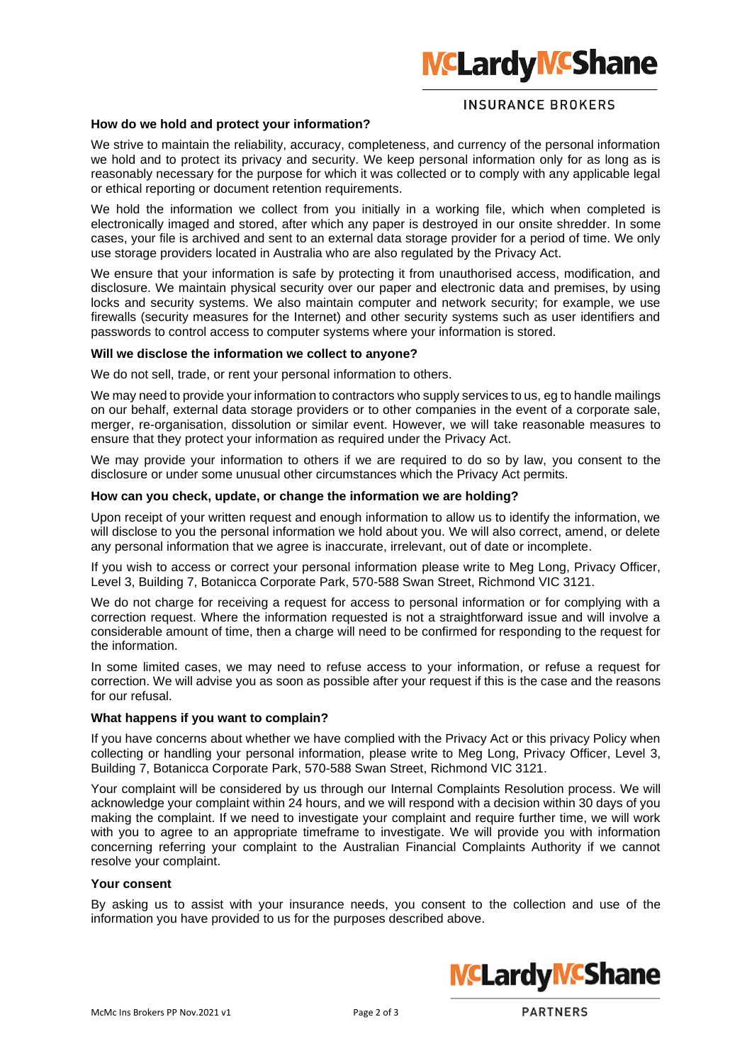### How do we hold and protect your information?

We strive to maintain the reliability, accuracy, completeness, and currency of the personal information we hold and to protect its privacy and security. We keep personal information only for as long as is reasonably necessary for the purpose for which it was collected or to comply with any applicable legal or ethical reporting or document retention requirements.

We hold the information we collect from you initially in a working file, which when completed is electronically imaged and stored, after which any paper is destroyed in our onsite shredder. In some cases, your file is archived and sent to an external data storage provider for a period of time. We only use storage providers located in Australia who are also regulated by the Privacy Act.

We ensure that your information is safe by protecting it from unauthorised access, modification, and disclosure. We maintain physical security over our paper and electronic data and premises, by using locks and security systems. We also maintain computer and network security; for example, we use firewalls (security measures for the Internet) and other security systems such as user identifiers and passwords to control access to computer systems where your information is stored.

### Will we disclose the information we collect to anyone?

We do not sell, trade, or rent your personal information to others.

We may need to provide your information to contractors who supply services to us, eg to handle mailings on our behalf, external data storage providers or to other companies in the event of a corporate sale, merger, re-organisation, dissolution or similar event. However, we will take reasonable measures to ensure that they protect your information as required under the Privacy Act.

We may provide your information to others if we are required to do so by law, you consent to the disclosure or under some unusual other circumstances which the Privacy Act permits.

### How can you check, update, or change the information we are holding?

Upon receipt of your written request and enough information to allow us to identify the information, we will disclose to you the personal information we hold about you. We will also correct, amend, or delete any personal information that we agree is inaccurate, irrelevant, out of date or incomplete.

If you wish to access or correct your personal information please write to Meg Long, Privacy Officer, Level 3, Building 7, Botanicca Corporate Park, 570-588 Swan Street, Richmond VIC 3121.

We do not charge for receiving a request for access to personal information or for complying with a correction request. Where the information requested is not a straightforward issue and will involve a considerable amount of time, then a charge will need to be confirmed for responding to the request for the information.

In some limited cases, we may need to refuse access to your information, or refuse a request for correction. We will advise you as soon as possible after your request if this is the case and the reasons for our refusal.

### What happens if you want to complain?

If you have concerns about whether we have complied with the Privacy Act or this privacy Policy when collecting or handling your personal information, please write to Meg Long, Privacy Officer, Level 3, Building 7, Botanicca Corporate Park, 570-588 Swan Street, Richmond VIC 3121.

Your complaint will be considered by us through our Internal Complaints Resolution process. We will acknowledge your complaint within 24 hours, and we will respond with a decision within 30 days of you making the complaint. If we need to investigate your complaint and require further time, we will work with you to agree to an appropriate timeframe to investigate. We will provide you with information concerning referring your complaint to the Australian Financial Complaints Authority if we cannot resolve your complaint.

### Your consent

By asking us to assist with your insurance needs, you consent to the collection and use of the information you have provided to us for the purposes described above.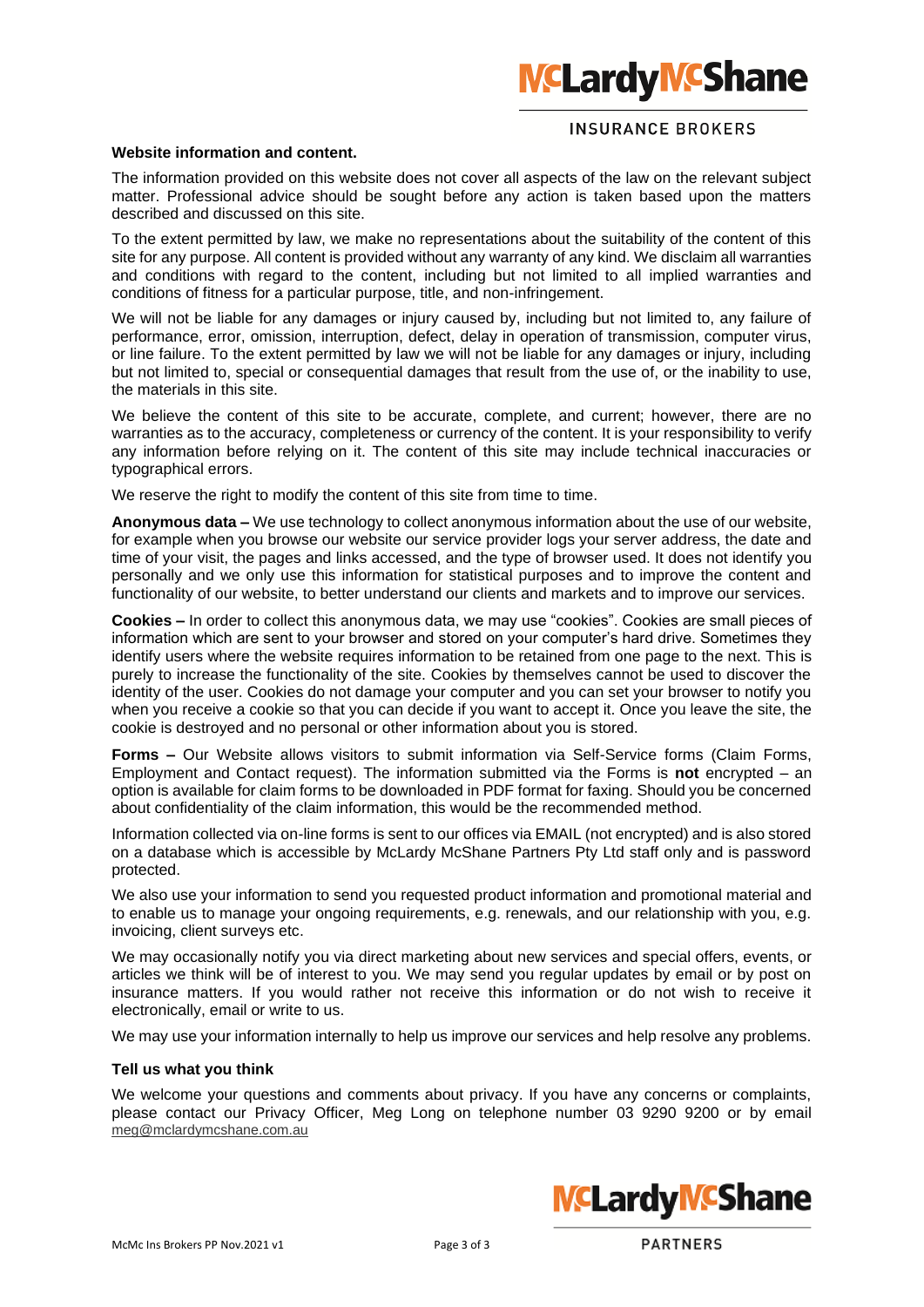**Website information and content.**

The information provided on this website does not cover all aspects of the law on the relevant subject matter. Professional advice should be sought before any action is taken based upon the matters described and discussed on this site.

To the extent permitted by law, we make no representations about the suitability of the content of this site for any purpose. All content is provided without any warranty of any kind. We disclaim all warranties and conditions with regard to the content, including but not limited to all implied warranties and conditions of fitness for a particular purpose, title, and non-infringement.

We will not be liable for any damages or injury caused by, including but not limited to, any failure of performance, error, omission, interruption, defect, delay in operation of transmission, computer virus, or line failure. To the extent permitted by law we will not be liable for any damages or injury, including but not limited to, special or consequential damages that result from the use of, or the inability to use, the materials in this site.

We believe the content of this site to be accurate, complete, and current; however, there are no warranties as to the accuracy, completeness or currency of the content. It is your responsibility to verify any information before relying on it. The content of this site may include technical inaccuracies or typographical errors.

We reserve the right to modify the content of this site from time to time.

**Anonymous data –** We use technology to collect anonymous information about the use of our website, for example when you browse our website our service provider logs your server address, the date and time of your visit, the pages and links accessed, and the type of browser used. It does not identify you personally and we only use this information for statistical purposes and to improve the content and functionality of our website, to better understand our clients and markets and to improve our services.

**Cookies –** In order to collect this anonymous data, we may use "cookies". Cookies are small pieces of information which are sent to your browser and stored on your computer's hard drive. Sometimes they identify users where the website requires information to be retained from one page to the next. This is purely to increase the functionality of the site. Cookies by themselves cannot be used to discover the identity of the user. Cookies do not damage your computer and you can set your browser to notify you when you receive a cookie so that you can decide if you want to accept it. Once you leave the site, the cookie is destroyed and no personal or other information about you is stored.

**Forms –** Our Website allows visitors to submit information via Self-Service forms (Claim Forms, Employment and Contact request). The information submitted via the Forms is **not** encrypted – an option is available for claim forms to be downloaded in PDF format for faxing. Should you be concerned about confidentiality of the claim information, this would be the recommended method.

Information collected via on-line forms is sent to our offices via EMAIL (not encrypted) and is also stored on a database which is accessible by McLardy McShane Partners Pty Ltd staff only and is password protected.

We also use your information to send you requested product information and promotional material and to enable us to manage your ongoing requirements, e.g. renewals, and our relationship with you, e.g. invoicing, client surveys etc.

We may occasionally notify you via direct marketing about new services and special offers, events, or articles we think will be of interest to you. We may send you regular updates by email or by post on insurance matters. If you would rather not receive this information or do not wish to receive it electronically, email or write to us.

We may use your information internally to help us improve our services and help resolve any problems.

**Tell us what you think**

We welcome your questions and comments about privacy. If you have any concerns or complaints, please contact our Privacy Officer, Meg Long on telephone number 03 9290 9200 or by email meg@mclardymcshane.com.au